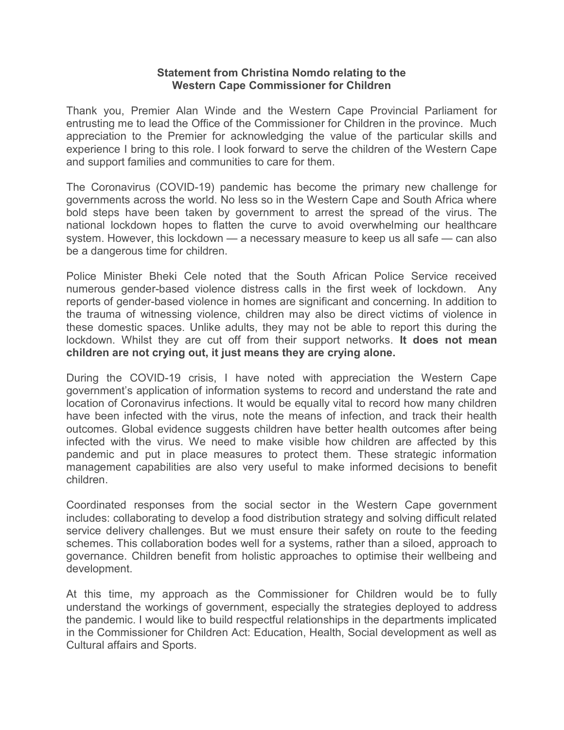**Statement from Christina Nomdo relating to the Western Cape Commissioner for Children**

Thank you, Premier Alan Winde and the Western Cape Provincial Parliament for entrusting me to lead the Office of the Commissioner for Children in the province. Much appreciation to the Premier for acknowledging the value of the particular skills and experience I bring to this role. I look forward to serve the children of the Western Cape and support families and communities to care for them.

The Coronavirus (COVID-19) pandemic has become the primary new challenge for governments across the world. No less so in the Western Cape and South Africa where bold steps have been taken by government to arrest the spread of the virus. The national lockdown hopes to flatten the curve to avoid overwhelming our healthcare system. However, this lockdown — a necessary measure to keep us all safe — can also be a dangerous time for children.

Police Minister Bheki Cele noted that the South African Police Service received numerous gender-based violence distress calls in the first week of lockdown. Any reports of gender-based violence in homes are significant and concerning. In addition to the trauma of witnessing violence, children may also be direct victims of violence in these domestic spaces. Unlike adults, they may not be able to report this during the lockdown. Whilst they are cut off from their support networks. **It does not mean children are not crying out, it just means they are crying alone.**

During the COVID-19 crisis, I have noted with appreciation the Western Cape government's application of information systems to record and understand the rate and location of Coronavirus infections. It would be equally vital to record how many children have been infected with the virus, note the means of infection, and track their health outcomes. Global evidence suggests children have better health outcomes after being infected with the virus. We need to make visible how children are affected by this pandemic and put in place measures to protect them. These strategic information management capabilities are also very useful to make informed decisions to benefit children.

Coordinated responses from the social sector in the Western Cape government includes: collaborating to develop a food distribution strategy and solving difficult related service delivery challenges. But we must ensure their safety on route to the feeding schemes. This collaboration bodes well for a systems, rather than a siloed, approach to governance. Children benefit from holistic approaches to optimise their wellbeing and development.

At this time, my approach as the Commissioner for Children would be to fully understand the workings of government, especially the strategies deployed to address the pandemic. I would like to build respectful relationships in the departments implicated in the Commissioner for Children Act: Education, Health, Social development as well as Cultural affairs and Sports.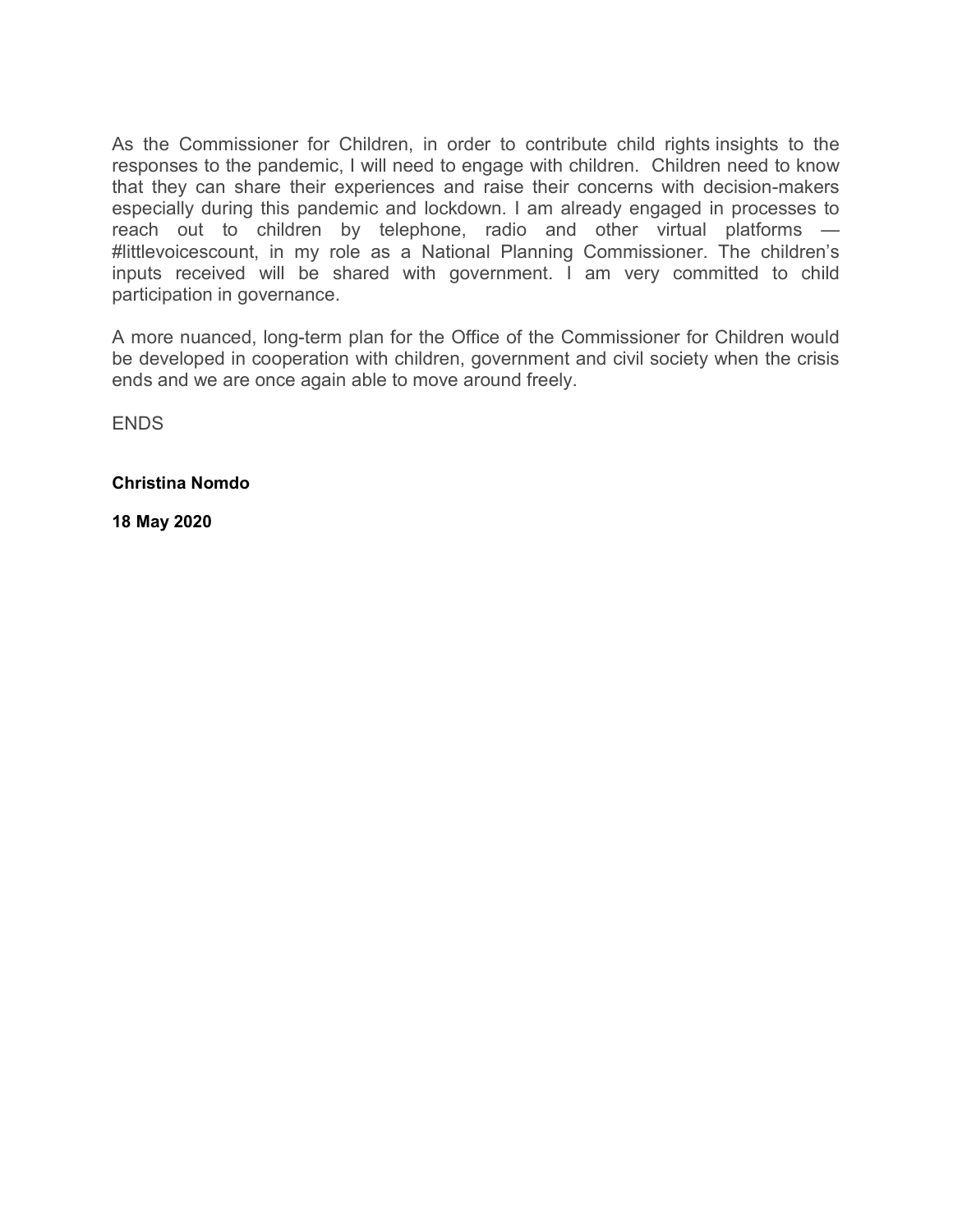As the Commissioner for Children, in order to contribute child rights insights to the responses to the pandemic, I will need to engage with children. Children need to know that they can share their experiences and raise their concerns with decision-makers especially during this pandemic and lockdown. I am already engaged in processes to reach out to children by telephone, radio and other virtual platforms — #littlevoicescount, in my role as a National Planning Commissioner. The children's inputs received will be shared with government. I am very committed to child participation in governance.

A more nuanced, long-term plan for the Office of the Commissioner for Children would be developed in cooperation with children, government and civil society when the crisis ends and we are once again able to move around freely.

ENDS

**Christina Nomdo**

**18 May 2020**